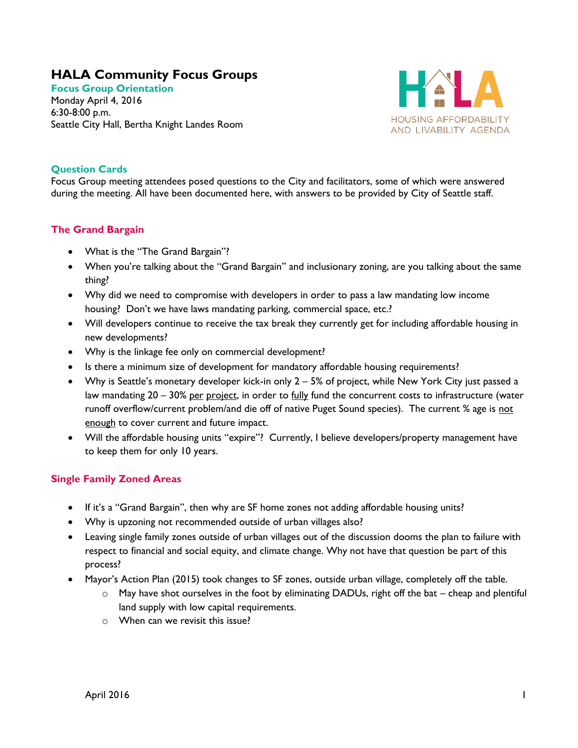# HALA Community Focus Groups

**Focus Group Orientation**
Monday April 4, 2016
6:30-8:00 p.m.
Seattle City Hall, Bertha Knight Landes Room

HOUSING AFFORDABILITY AND LIVABILITY AGENDA

## Question Cards

Focus Group meeting attendees posed questions to the City and facilitators, some of which were answered during the meeting. All have been documented here, with answers to be provided by City of Seattle staff.

## The Grand Bargain

- What is the "The Grand Bargain"?
- When you're talking about the "Grand Bargain" and inclusionary zoning, are you talking about the same thing?
- Why did we need to compromise with developers in order to pass a law mandating low income housing? Don't we have laws mandating parking, commercial space, etc.?
- Will developers continue to receive the tax break they currently get for including affordable housing in new developments?
- Why is the linkage fee only on commercial development?
- Is there a minimum size of development for mandatory affordable housing requirements?
- Why is Seattle's monetary developer kick-in only 2 – 5% of project, while New York City just passed a law mandating 20 – 30% <u>per project</u>, in order to <u>fully</u> fund the concurrent costs to infrastructure (water runoff overflow/current problem/and die off of native Puget Sound species). The current % age is <u>not enough</u> to cover current and future impact.
- Will the affordable housing units "expire"? Currently, I believe developers/property management have to keep them for only 10 years.

## Single Family Zoned Areas

- If it's a "Grand Bargain", then why are SF home zones not adding affordable housing units?
- Why is upzoning not recommended outside of urban villages also?
- Leaving single family zones outside of urban villages out of the discussion dooms the plan to failure with respect to financial and social equity, and climate change. Why not have that question be part of this process?
- Mayor's Action Plan (2015) took changes to SF zones, outside urban village, completely off the table.
  - May have shot ourselves in the foot by eliminating DADUs, right off the bat – cheap and plentiful land supply with low capital requirements.
  - When can we revisit this issue?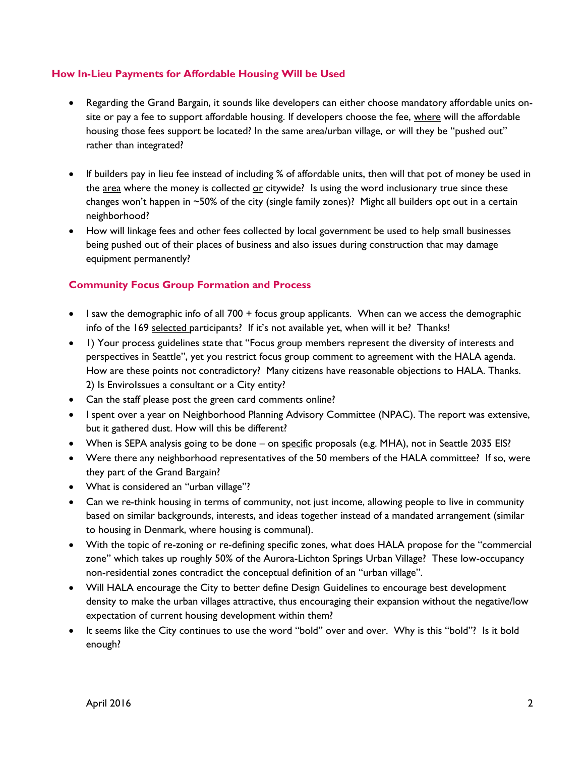### How In-Lieu Payments for Affordable Housing Will be Used

- Regarding the Grand Bargain, it sounds like developers can either choose mandatory affordable units on-site or pay a fee to support affordable housing. If developers choose the fee, <u>where</u> will the affordable housing those fees support be located? In the same area/urban village, or will they be "pushed out" rather than integrated?
- If builders pay in lieu fee instead of including % of affordable units, then will that pot of money be used in the <u>area</u> where the money is collected <u>or</u> citywide? Is using the word inclusionary true since these changes won't happen in ~50% of the city (single family zones)? Might all builders opt out in a certain neighborhood?
- How will linkage fees and other fees collected by local government be used to help small businesses being pushed out of their places of business and also issues during construction that may damage equipment permanently?

### Community Focus Group Formation and Process

- I saw the demographic info of all 700 + focus group applicants. When can we access the demographic info of the 169 <u>selected</u> participants? If it's not available yet, when will it be? Thanks!
- 1) Your process guidelines state that "Focus group members represent the diversity of interests and perspectives in Seattle", yet you restrict focus group comment to agreement with the HALA agenda. How are these points not contradictory? Many citizens have reasonable objections to HALA. Thanks. 2) Is EnviroIssues a consultant or a City entity?
- Can the staff please post the green card comments online?
- I spent over a year on Neighborhood Planning Advisory Committee (NPAC). The report was extensive, but it gathered dust. How will this be different?
- When is SEPA analysis going to be done – on <u>specifi</u>c proposals (e.g. MHA), not in Seattle 2035 EIS?
- Were there any neighborhood representatives of the 50 members of the HALA committee? If so, were they part of the Grand Bargain?
- What is considered an "urban village"?
- Can we re-think housing in terms of community, not just income, allowing people to live in community based on similar backgrounds, interests, and ideas together instead of a mandated arrangement (similar to housing in Denmark, where housing is communal).
- With the topic of re-zoning or re-defining specific zones, what does HALA propose for the "commercial zone" which takes up roughly 50% of the Aurora-Lichton Springs Urban Village? These low-occupancy non-residential zones contradict the conceptual definition of an "urban village".
- Will HALA encourage the City to better define Design Guidelines to encourage best development density to make the urban villages attractive, thus encouraging their expansion without the negative/low expectation of current housing development within them?
- It seems like the City continues to use the word "bold" over and over. Why is this "bold"? Is it bold enough?

April 2016